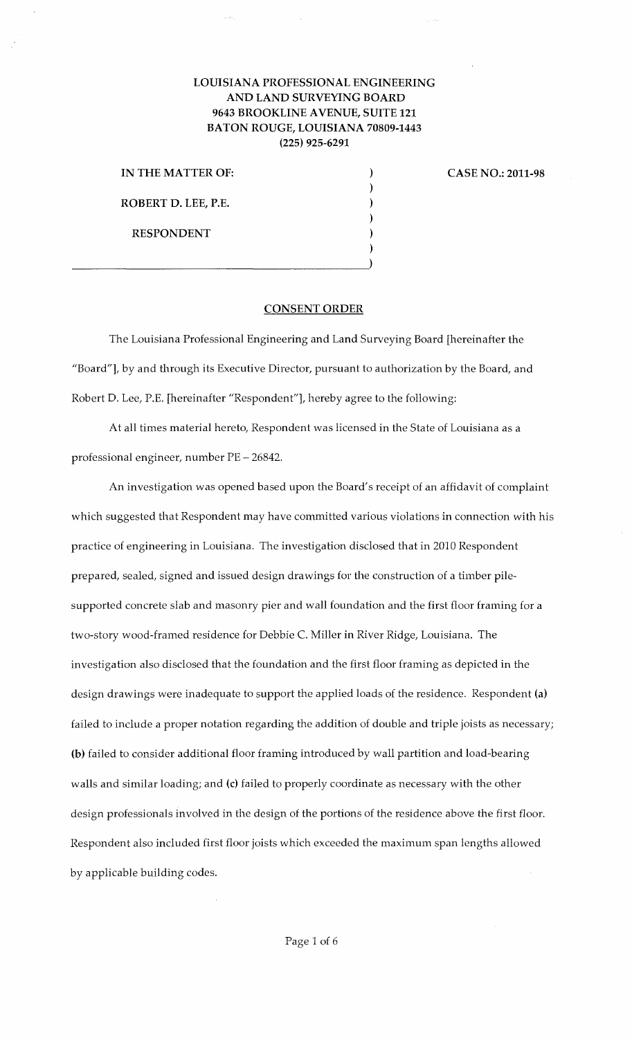**LOUISIANA PROFESSIONAL ENGINEERING AND LAND SURVEYING BOARD**
**9643 BROOKLINE AVENUE, SUITE 121**
**BATON ROUGE, LOUISIANA 70809-1443**
**(225) 925-6291**

| | |
|---|---|
| **IN THE MATTER OF:** | **CASE NO.: 2011-98** |
| **ROBERT D. LEE, P.E.** | |
| **RESPONDENT** | |

## CONSENT ORDER

The Louisiana Professional Engineering and Land Surveying Board [hereinafter the "Board"], by and through its Executive Director, pursuant to authorization by the Board, and Robert D. Lee, P.E. [hereinafter "Respondent"], hereby agree to the following:

At all times material hereto, Respondent was licensed in the State of Louisiana as a professional engineer, number PE – 26842.

An investigation was opened based upon the Board's receipt of an affidavit of complaint which suggested that Respondent may have committed various violations in connection with his practice of engineering in Louisiana. The investigation disclosed that in 2010 Respondent prepared, sealed, signed and issued design drawings for the construction of a timber pile-supported concrete slab and masonry pier and wall foundation and the first floor framing for a two-story wood-framed residence for Debbie C. Miller in River Ridge, Louisiana. The investigation also disclosed that the foundation and the first floor framing as depicted in the design drawings were inadequate to support the applied loads of the residence. Respondent **(a)** failed to include a proper notation regarding the addition of double and triple joists as necessary; **(b)** failed to consider additional floor framing introduced by wall partition and load-bearing walls and similar loading; and **(c)** failed to properly coordinate as necessary with the other design professionals involved in the design of the portions of the residence above the first floor. Respondent also included first floor joists which exceeded the maximum span lengths allowed by applicable building codes.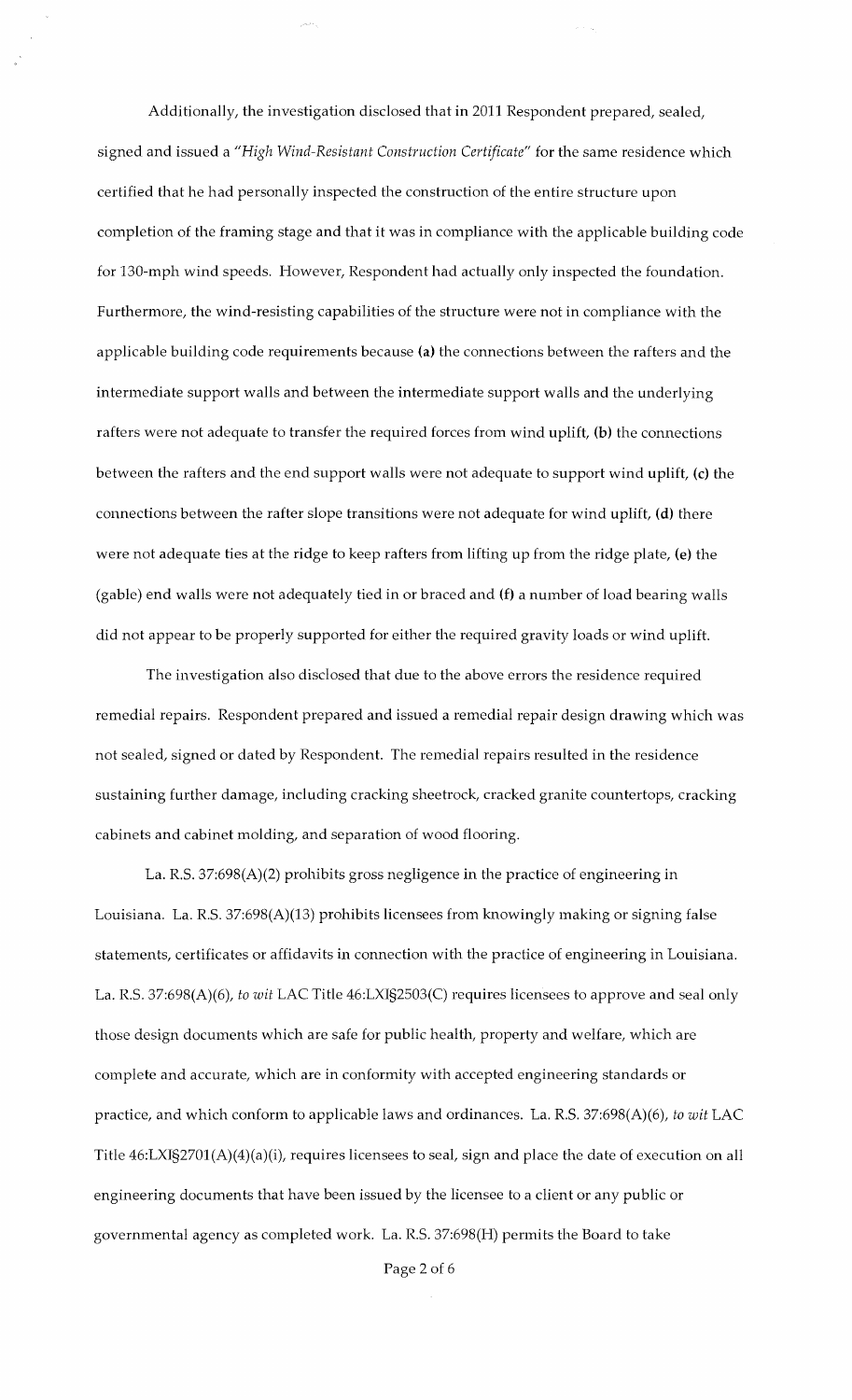Additionally, the investigation disclosed that in 2011 Respondent prepared, sealed, signed and issued a "*High Wind-Resistant Construction Certificate*" for the same residence which certified that he had personally inspected the construction of the entire structure upon completion of the framing stage and that it was in compliance with the applicable building code for 130-mph wind speeds. However, Respondent had actually only inspected the foundation. Furthermore, the wind-resisting capabilities of the structure were not in compliance with the applicable building code requirements because **(a)** the connections between the rafters and the intermediate support walls and between the intermediate support walls and the underlying rafters were not adequate to transfer the required forces from wind uplift, **(b)** the connections between the rafters and the end support walls were not adequate to support wind uplift, **(c)** the connections between the rafter slope transitions were not adequate for wind uplift, **(d)** there were not adequate ties at the ridge to keep rafters from lifting up from the ridge plate, **(e)** the (gable) end walls were not adequately tied in or braced and **(f)** a number of load bearing walls did not appear to be properly supported for either the required gravity loads or wind uplift.

The investigation also disclosed that due to the above errors the residence required remedial repairs. Respondent prepared and issued a remedial repair design drawing which was not sealed, signed or dated by Respondent. The remedial repairs resulted in the residence sustaining further damage, including cracking sheetrock, cracked granite countertops, cracking cabinets and cabinet molding, and separation of wood flooring.

La. R.S. 37:698(A)(2) prohibits gross negligence in the practice of engineering in Louisiana. La. R.S. 37:698(A)(13) prohibits licensees from knowingly making or signing false statements, certificates or affidavits in connection with the practice of engineering in Louisiana. La. R.S. 37:698(A)(6), *to wit* LAC Title 46:LXI§2503(C) requires licensees to approve and seal only those design documents which are safe for public health, property and welfare, which are complete and accurate, which are in conformity with accepted engineering standards or practice, and which conform to applicable laws and ordinances. La. R.S. 37:698(A)(6), *to wit* LAC Title 46:LXI§2701(A)(4)(a)(i), requires licensees to seal, sign and place the date of execution on all engineering documents that have been issued by the licensee to a client or any public or governmental agency as completed work. La. R.S. 37:698(H) permits the Board to take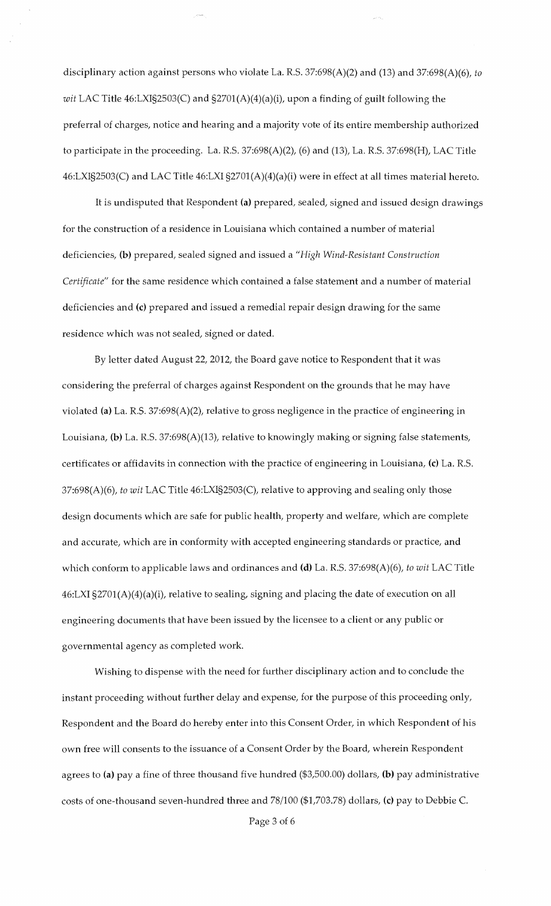disciplinary action against persons who violate La. R.S. 37:698(A)(2) and (13) and 37:698(A)(6), *to wit* LAC Title 46:LXI§2503(C) and §2701(A)(4)(a)(i), upon a finding of guilt following the preferral of charges, notice and hearing and a majority vote of its entire membership authorized to participate in the proceeding. La. R.S. 37:698(A)(2), (6) and (13), La. R.S. 37:698(H), LAC Title 46:LXI§2503(C) and LAC Title 46:LXI §2701(A)(4)(a)(i) were in effect at all times material hereto.

It is undisputed that Respondent **(a)** prepared, sealed, signed and issued design drawings for the construction of a residence in Louisiana which contained a number of material deficiencies, **(b)** prepared, sealed signed and issued a "*High Wind-Resistant Construction Certificate*" for the same residence which contained a false statement and a number of material deficiencies and **(c)** prepared and issued a remedial repair design drawing for the same residence which was not sealed, signed or dated.

By letter dated August 22, 2012, the Board gave notice to Respondent that it was considering the preferral of charges against Respondent on the grounds that he may have violated **(a)** La. R.S. 37:698(A)(2), relative to gross negligence in the practice of engineering in Louisiana, **(b)** La. R.S. 37:698(A)(13), relative to knowingly making or signing false statements, certificates or affidavits in connection with the practice of engineering in Louisiana, **(c)** La. R.S. 37:698(A)(6), *to wit* LAC Title 46:LXI§2503(C), relative to approving and sealing only those design documents which are safe for public health, property and welfare, which are complete and accurate, which are in conformity with accepted engineering standards or practice, and which conform to applicable laws and ordinances and **(d)** La. R.S. 37:698(A)(6), *to wit* LAC Title 46:LXI §2701(A)(4)(a)(i), relative to sealing, signing and placing the date of execution on all engineering documents that have been issued by the licensee to a client or any public or governmental agency as completed work.

Wishing to dispense with the need for further disciplinary action and to conclude the instant proceeding without further delay and expense, for the purpose of this proceeding only, Respondent and the Board do hereby enter into this Consent Order, in which Respondent of his own free will consents to the issuance of a Consent Order by the Board, wherein Respondent agrees to **(a)** pay a fine of three thousand five hundred ($3,500.00) dollars, **(b)** pay administrative costs of one-thousand seven-hundred three and 78/100 ($1,703.78) dollars, **(c)** pay to Debbie C.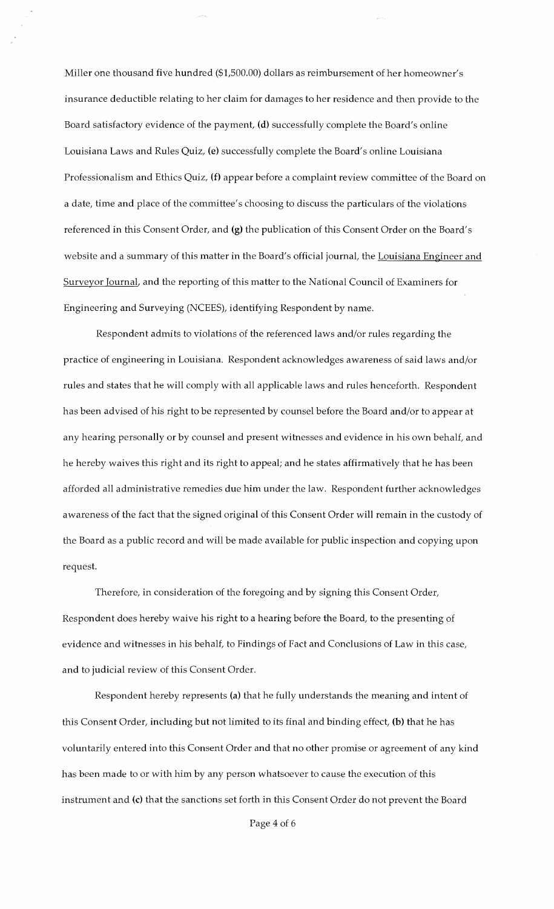Miller one thousand five hundred ($1,500.00) dollars as reimbursement of her homeowner's insurance deductible relating to her claim for damages to her residence and then provide to the Board satisfactory evidence of the payment, **(d)** successfully complete the Board's online Louisiana Laws and Rules Quiz, **(e)** successfully complete the Board's online Louisiana Professionalism and Ethics Quiz, **(f)** appear before a complaint review committee of the Board on a date, time and place of the committee's choosing to discuss the particulars of the violations referenced in this Consent Order, and **(g)** the publication of this Consent Order on the Board's website and a summary of this matter in the Board's official journal, the Louisiana Engineer and Surveyor Journal, and the reporting of this matter to the National Council of Examiners for Engineering and Surveying (NCEES), identifying Respondent by name.

Respondent admits to violations of the referenced laws and/or rules regarding the practice of engineering in Louisiana. Respondent acknowledges awareness of said laws and/or rules and states that he will comply with all applicable laws and rules henceforth. Respondent has been advised of his right to be represented by counsel before the Board and/or to appear at any hearing personally or by counsel and present witnesses and evidence in his own behalf, and he hereby waives this right and its right to appeal; and he states affirmatively that he has been afforded all administrative remedies due him under the law. Respondent further acknowledges awareness of the fact that the signed original of this Consent Order will remain in the custody of the Board as a public record and will be made available for public inspection and copying upon request.

Therefore, in consideration of the foregoing and by signing this Consent Order, Respondent does hereby waive his right to a hearing before the Board, to the presenting of evidence and witnesses in his behalf, to Findings of Fact and Conclusions of Law in this case, and to judicial review of this Consent Order.

Respondent hereby represents **(a)** that he fully understands the meaning and intent of this Consent Order, including but not limited to its final and binding effect, **(b)** that he has voluntarily entered into this Consent Order and that no other promise or agreement of any kind has been made to or with him by any person whatsoever to cause the execution of this instrument and **(c)** that the sanctions set forth in this Consent Order do not prevent the Board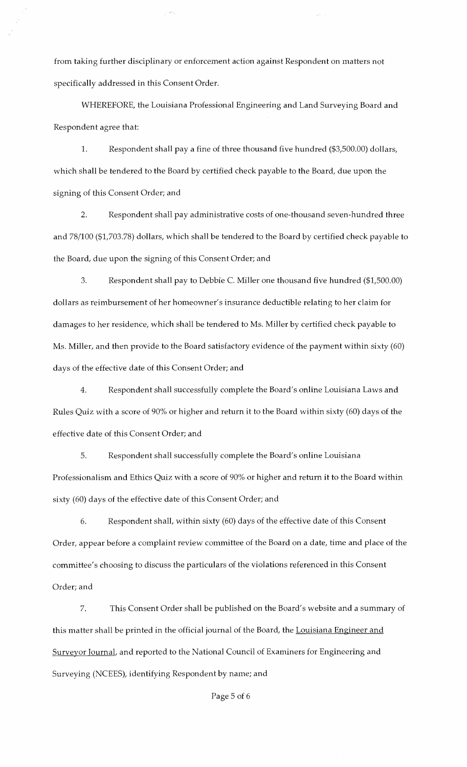from taking further disciplinary or enforcement action against Respondent on matters not specifically addressed in this Consent Order.

WHEREFORE, the Louisiana Professional Engineering and Land Surveying Board and Respondent agree that:

1. Respondent shall pay a fine of three thousand five hundred ($3,500.00) dollars, which shall be tendered to the Board by certified check payable to the Board, due upon the signing of this Consent Order; and

2. Respondent shall pay administrative costs of one-thousand seven-hundred three and 78/100 ($1,703.78) dollars, which shall be tendered to the Board by certified check payable to the Board, due upon the signing of this Consent Order; and

3. Respondent shall pay to Debbie C. Miller one thousand five hundred ($1,500.00) dollars as reimbursement of her homeowner's insurance deductible relating to her claim for damages to her residence, which shall be tendered to Ms. Miller by certified check payable to Ms. Miller, and then provide to the Board satisfactory evidence of the payment within sixty (60) days of the effective date of this Consent Order; and

4. Respondent shall successfully complete the Board's online Louisiana Laws and Rules Quiz with a score of 90% or higher and return it to the Board within sixty (60) days of the effective date of this Consent Order; and

5. Respondent shall successfully complete the Board's online Louisiana Professionalism and Ethics Quiz with a score of 90% or higher and return it to the Board within sixty (60) days of the effective date of this Consent Order; and

6. Respondent shall, within sixty (60) days of the effective date of this Consent Order, appear before a complaint review committee of the Board on a date, time and place of the committee's choosing to discuss the particulars of the violations referenced in this Consent Order; and

7. This Consent Order shall be published on the Board's website and a summary of this matter shall be printed in the official journal of the Board, the Louisiana Engineer and Surveyor Journal, and reported to the National Council of Examiners for Engineering and Surveying (NCEES), identifying Respondent by name; and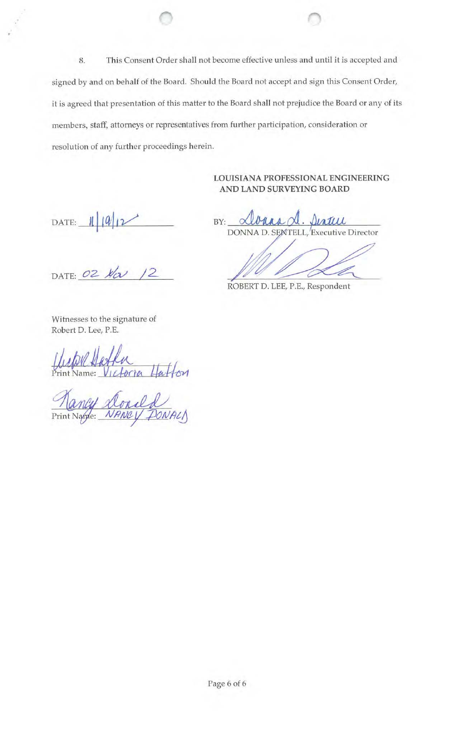8. This Consent Order shall not become effective unless and until it is accepted and signed by and on behalf of the Board. Should the Board not accept and sign this Consent Order, it is agreed that presentation of this matter to the Board shall not prejudice the Board or any of its members, staff, attorneys or representatives from further participation, consideration or resolution of any further proceedings herein.

**LOUISIANA PROFESSIONAL ENGINEERING AND LAND SURVEYING BOARD**

DATE: 11/19/12

BY: Donna D. Sentell
DONNA D. SENTELL, Executive Director

DATE: 02 Nov 12

ROBERT D. LEE, P.E., Respondent

Witnesses to the signature of Robert D. Lee, P.E.

Print Name: Victoria Hatton

Print Name: NANCY DONALD